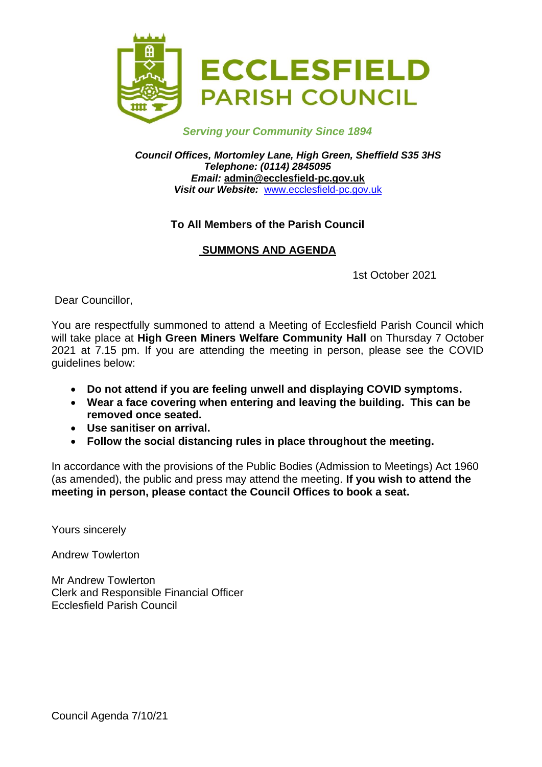# ECCLESFIELD PARISH COUNCIL

*Serving your Community Since 1894*

***Council Offices, Mortomley Lane, High Green, Sheffield S35 3HS***
***Telephone: (0114) 2845095***
***Email:* admin@ecclesfield-pc.gov.uk**
***Visit our Website:*** www.ecclesfield-pc.gov.uk

**To All Members of the Parish Council**

**SUMMONS AND AGENDA**

1st October 2021

Dear Councillor,

You are respectfully summoned to attend a Meeting of Ecclesfield Parish Council which will take place at **High Green Miners Welfare Community Hall** on Thursday 7 October 2021 at 7.15 pm. If you are attending the meeting in person, please see the COVID guidelines below:

- **Do not attend if you are feeling unwell and displaying COVID symptoms.**
- **Wear a face covering when entering and leaving the building. This can be removed once seated.**
- **Use sanitiser on arrival.**
- **Follow the social distancing rules in place throughout the meeting.**

In accordance with the provisions of the Public Bodies (Admission to Meetings) Act 1960 (as amended), the public and press may attend the meeting. **If you wish to attend the meeting in person, please contact the Council Offices to book a seat.**

Yours sincerely

Andrew Towlerton

Mr Andrew Towlerton
Clerk and Responsible Financial Officer
Ecclesfield Parish Council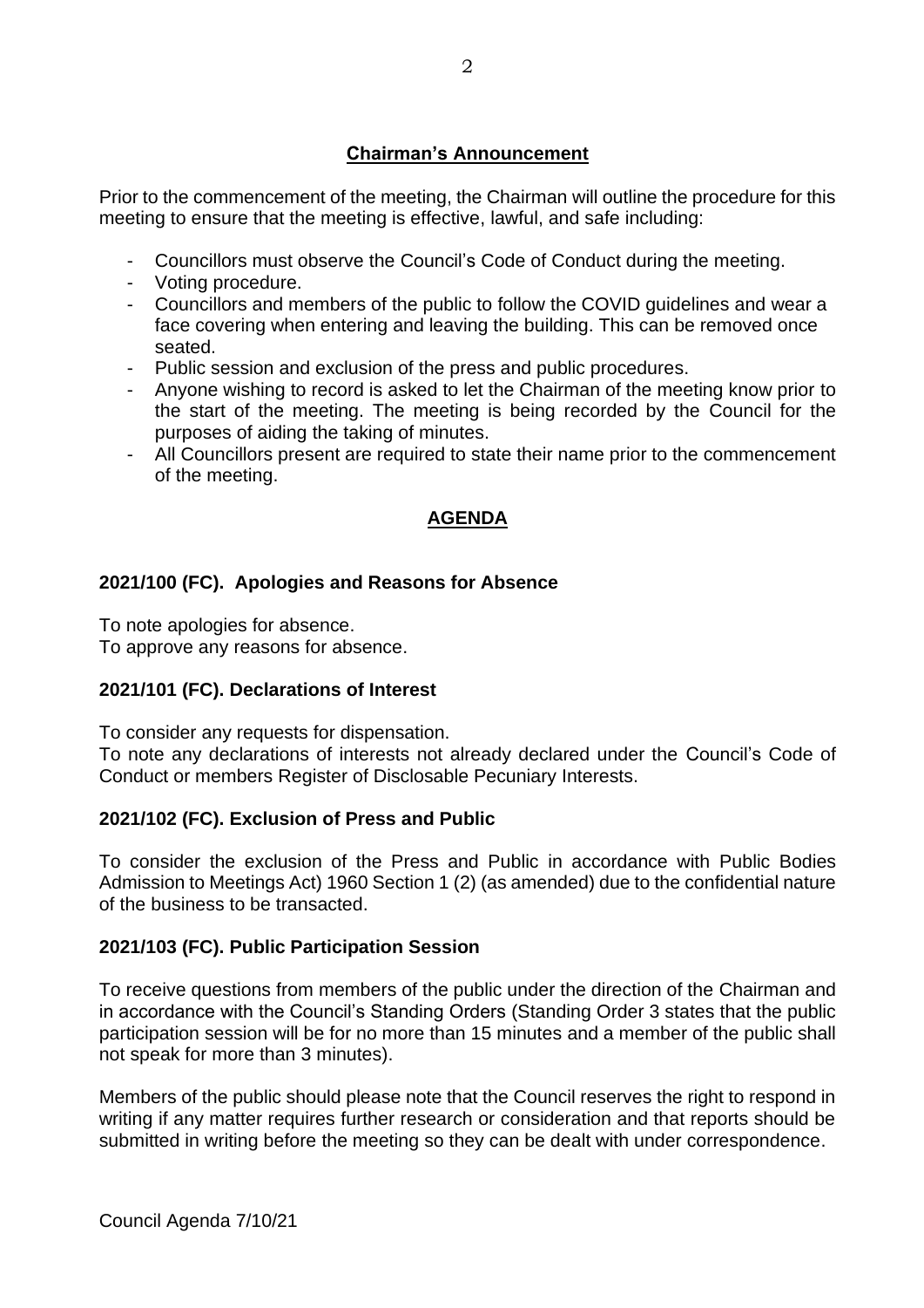## Chairman's Announcement

Prior to the commencement of the meeting, the Chairman will outline the procedure for this meeting to ensure that the meeting is effective, lawful, and safe including:

- Councillors must observe the Council's Code of Conduct during the meeting.
- Voting procedure.
- Councillors and members of the public to follow the COVID guidelines and wear a face covering when entering and leaving the building. This can be removed once seated.
- Public session and exclusion of the press and public procedures.
- Anyone wishing to record is asked to let the Chairman of the meeting know prior to the start of the meeting. The meeting is being recorded by the Council for the purposes of aiding the taking of minutes.
- All Councillors present are required to state their name prior to the commencement of the meeting.

## AGENDA

### 2021/100 (FC). Apologies and Reasons for Absence

To note apologies for absence.
To approve any reasons for absence.

### 2021/101 (FC). Declarations of Interest

To consider any requests for dispensation.
To note any declarations of interests not already declared under the Council's Code of Conduct or members Register of Disclosable Pecuniary Interests.

### 2021/102 (FC). Exclusion of Press and Public

To consider the exclusion of the Press and Public in accordance with Public Bodies Admission to Meetings Act) 1960 Section 1 (2) (as amended) due to the confidential nature of the business to be transacted.

### 2021/103 (FC). Public Participation Session

To receive questions from members of the public under the direction of the Chairman and in accordance with the Council's Standing Orders (Standing Order 3 states that the public participation session will be for no more than 15 minutes and a member of the public shall not speak for more than 3 minutes).

Members of the public should please note that the Council reserves the right to respond in writing if any matter requires further research or consideration and that reports should be submitted in writing before the meeting so they can be dealt with under correspondence.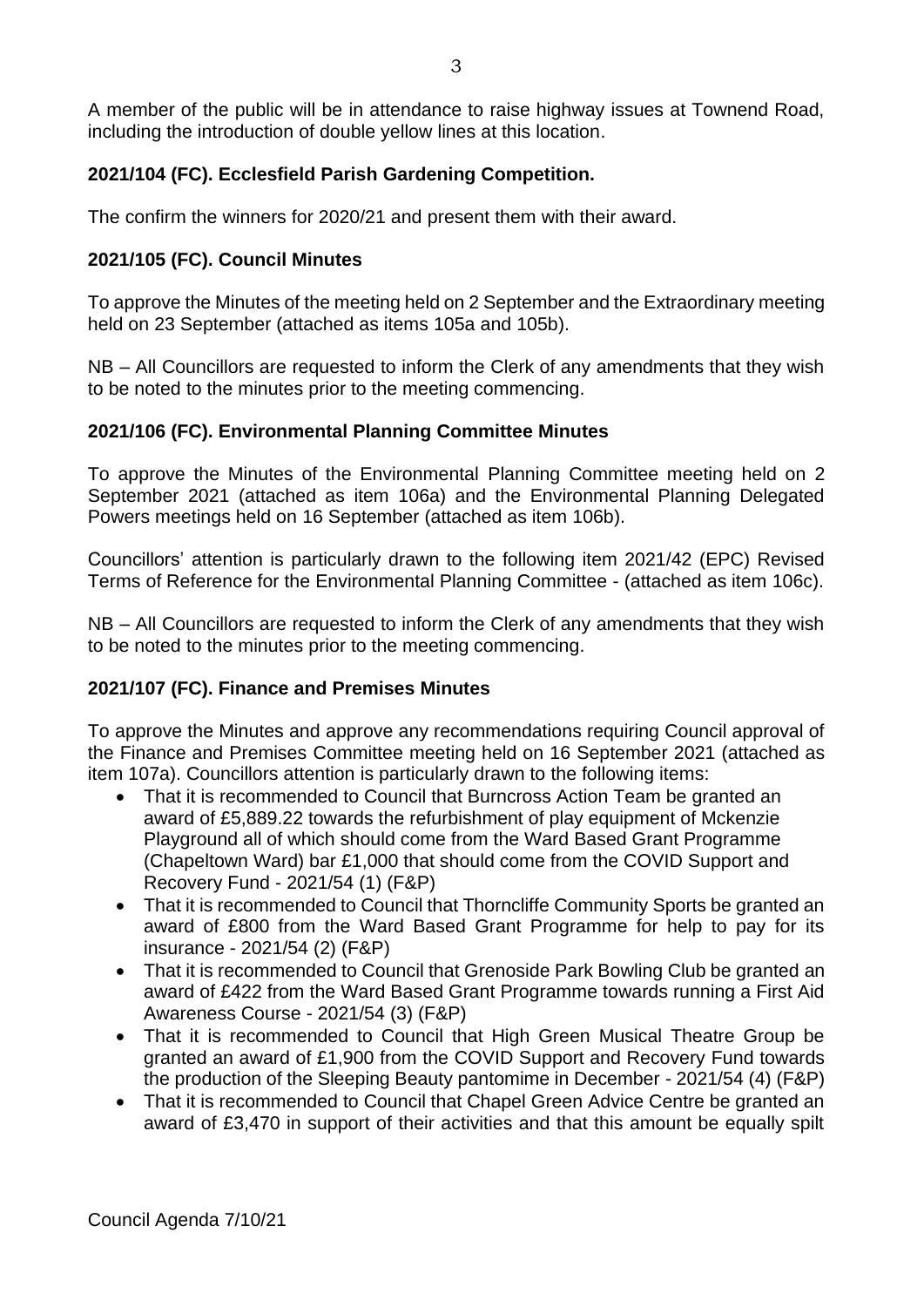A member of the public will be in attendance to raise highway issues at Townend Road, including the introduction of double yellow lines at this location.

**2021/104 (FC). Ecclesfield Parish Gardening Competition.**

The confirm the winners for 2020/21 and present them with their award.

**2021/105 (FC). Council Minutes**

To approve the Minutes of the meeting held on 2 September and the Extraordinary meeting held on 23 September (attached as items 105a and 105b).

NB – All Councillors are requested to inform the Clerk of any amendments that they wish to be noted to the minutes prior to the meeting commencing.

**2021/106 (FC). Environmental Planning Committee Minutes**

To approve the Minutes of the Environmental Planning Committee meeting held on 2 September 2021 (attached as item 106a) and the Environmental Planning Delegated Powers meetings held on 16 September (attached as item 106b).

Councillors' attention is particularly drawn to the following item 2021/42 (EPC) Revised Terms of Reference for the Environmental Planning Committee - (attached as item 106c).

NB – All Councillors are requested to inform the Clerk of any amendments that they wish to be noted to the minutes prior to the meeting commencing.

**2021/107 (FC). Finance and Premises Minutes**

To approve the Minutes and approve any recommendations requiring Council approval of the Finance and Premises Committee meeting held on 16 September 2021 (attached as item 107a). Councillors attention is particularly drawn to the following items:

- That it is recommended to Council that Burncross Action Team be granted an award of £5,889.22 towards the refurbishment of play equipment of Mckenzie Playground all of which should come from the Ward Based Grant Programme (Chapeltown Ward) bar £1,000 that should come from the COVID Support and Recovery Fund - 2021/54 (1) (F&P)
- That it is recommended to Council that Thorncliffe Community Sports be granted an award of £800 from the Ward Based Grant Programme for help to pay for its insurance - 2021/54 (2) (F&P)
- That it is recommended to Council that Grenoside Park Bowling Club be granted an award of £422 from the Ward Based Grant Programme towards running a First Aid Awareness Course - 2021/54 (3) (F&P)
- That it is recommended to Council that High Green Musical Theatre Group be granted an award of £1,900 from the COVID Support and Recovery Fund towards the production of the Sleeping Beauty pantomime in December - 2021/54 (4) (F&P)
- That it is recommended to Council that Chapel Green Advice Centre be granted an award of £3,470 in support of their activities and that this amount be equally spilt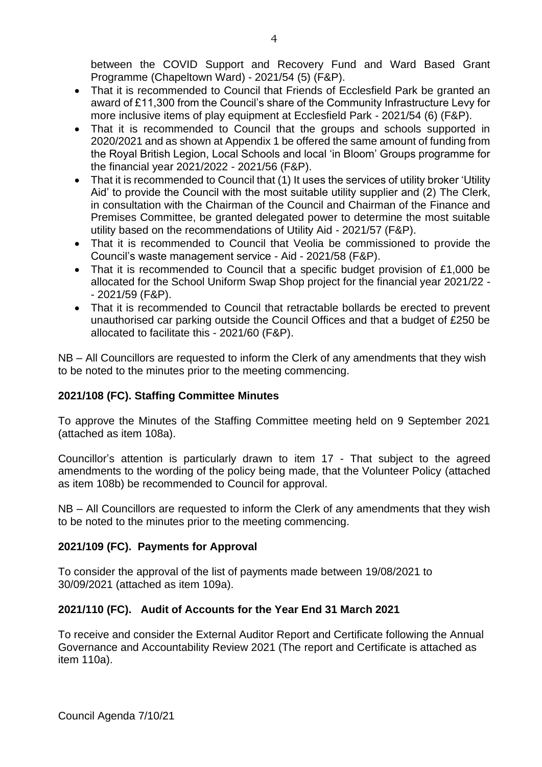between the COVID Support and Recovery Fund and Ward Based Grant Programme (Chapeltown Ward) - 2021/54 (5) (F&P).

- That it is recommended to Council that Friends of Ecclesfield Park be granted an award of £11,300 from the Council's share of the Community Infrastructure Levy for more inclusive items of play equipment at Ecclesfield Park - 2021/54 (6) (F&P).
- That it is recommended to Council that the groups and schools supported in 2020/2021 and as shown at Appendix 1 be offered the same amount of funding from the Royal British Legion, Local Schools and local 'in Bloom' Groups programme for the financial year 2021/2022 - 2021/56 (F&P).
- That it is recommended to Council that (1) It uses the services of utility broker 'Utility Aid' to provide the Council with the most suitable utility supplier and (2) The Clerk, in consultation with the Chairman of the Council and Chairman of the Finance and Premises Committee, be granted delegated power to determine the most suitable utility based on the recommendations of Utility Aid - 2021/57 (F&P).
- That it is recommended to Council that Veolia be commissioned to provide the Council's waste management service - Aid - 2021/58 (F&P).
- That it is recommended to Council that a specific budget provision of £1,000 be allocated for the School Uniform Swap Shop project for the financial year 2021/22 - - 2021/59 (F&P).
- That it is recommended to Council that retractable bollards be erected to prevent unauthorised car parking outside the Council Offices and that a budget of £250 be allocated to facilitate this - 2021/60 (F&P).

NB – All Councillors are requested to inform the Clerk of any amendments that they wish to be noted to the minutes prior to the meeting commencing.

## 2021/108 (FC). Staffing Committee Minutes

To approve the Minutes of the Staffing Committee meeting held on 9 September 2021 (attached as item 108a).

Councillor's attention is particularly drawn to item 17 - That subject to the agreed amendments to the wording of the policy being made, that the Volunteer Policy (attached as item 108b) be recommended to Council for approval.

NB – All Councillors are requested to inform the Clerk of any amendments that they wish to be noted to the minutes prior to the meeting commencing.

## 2021/109 (FC). Payments for Approval

To consider the approval of the list of payments made between 19/08/2021 to 30/09/2021 (attached as item 109a).

## 2021/110 (FC). Audit of Accounts for the Year End 31 March 2021

To receive and consider the External Auditor Report and Certificate following the Annual Governance and Accountability Review 2021 (The report and Certificate is attached as item 110a).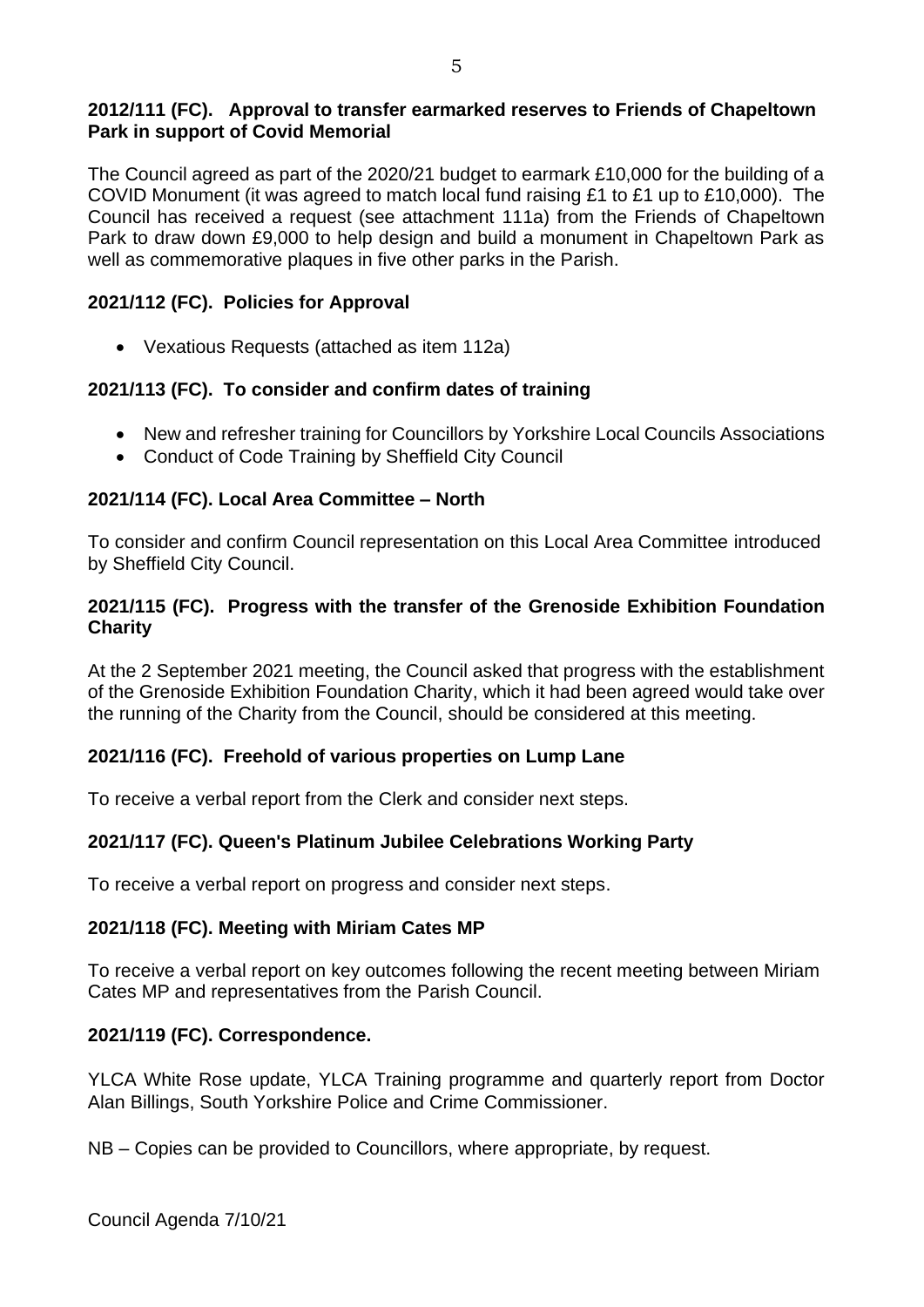**2012/111 (FC). Approval to transfer earmarked reserves to Friends of Chapeltown Park in support of Covid Memorial**

The Council agreed as part of the 2020/21 budget to earmark £10,000 for the building of a COVID Monument (it was agreed to match local fund raising £1 to £1 up to £10,000). The Council has received a request (see attachment 111a) from the Friends of Chapeltown Park to draw down £9,000 to help design and build a monument in Chapeltown Park as well as commemorative plaques in five other parks in the Parish.

**2021/112 (FC). Policies for Approval**

- Vexatious Requests (attached as item 112a)

**2021/113 (FC). To consider and confirm dates of training**

- New and refresher training for Councillors by Yorkshire Local Councils Associations
- Conduct of Code Training by Sheffield City Council

**2021/114 (FC). Local Area Committee – North**

To consider and confirm Council representation on this Local Area Committee introduced by Sheffield City Council.

**2021/115 (FC). Progress with the transfer of the Grenoside Exhibition Foundation Charity**

At the 2 September 2021 meeting, the Council asked that progress with the establishment of the Grenoside Exhibition Foundation Charity, which it had been agreed would take over the running of the Charity from the Council, should be considered at this meeting.

**2021/116 (FC). Freehold of various properties on Lump Lane**

To receive a verbal report from the Clerk and consider next steps.

**2021/117 (FC). Queen's Platinum Jubilee Celebrations Working Party**

To receive a verbal report on progress and consider next steps.

**2021/118 (FC). Meeting with Miriam Cates MP**

To receive a verbal report on key outcomes following the recent meeting between Miriam Cates MP and representatives from the Parish Council.

**2021/119 (FC). Correspondence.**

YLCA White Rose update, YLCA Training programme and quarterly report from Doctor Alan Billings, South Yorkshire Police and Crime Commissioner.

NB – Copies can be provided to Councillors, where appropriate, by request.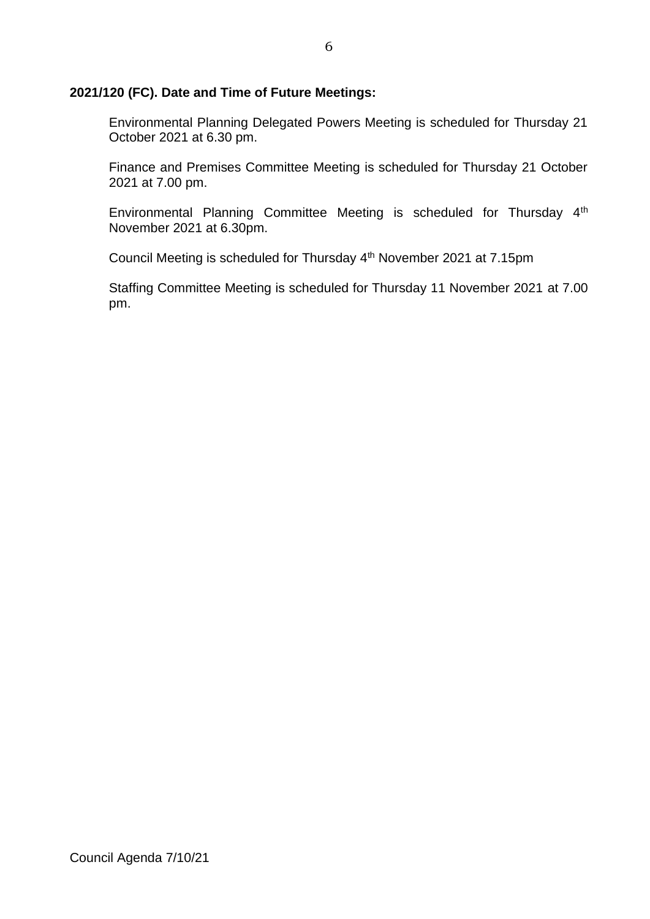**2021/120 (FC). Date and Time of Future Meetings:**

Environmental Planning Delegated Powers Meeting is scheduled for Thursday 21 October 2021 at 6.30 pm.

Finance and Premises Committee Meeting is scheduled for Thursday 21 October 2021 at 7.00 pm.

Environmental Planning Committee Meeting is scheduled for Thursday 4th November 2021 at 6.30pm.

Council Meeting is scheduled for Thursday 4th November 2021 at 7.15pm

Staffing Committee Meeting is scheduled for Thursday 11 November 2021 at 7.00 pm.